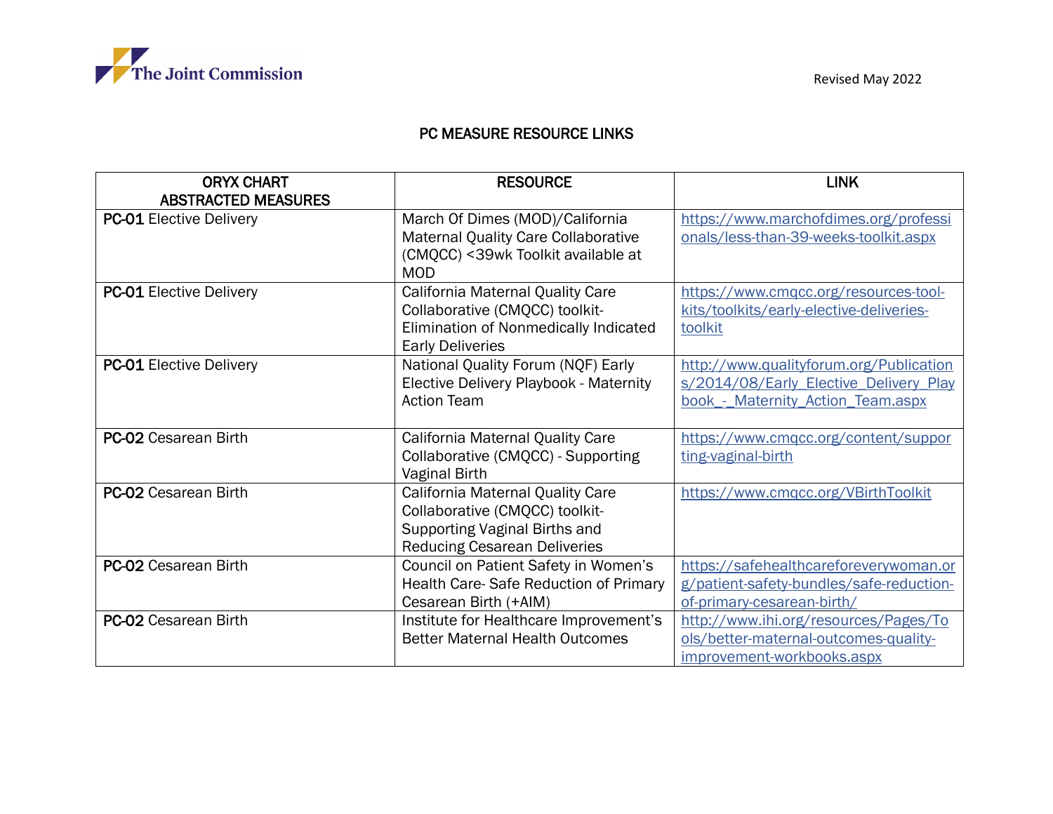The Joint Commission

Revised May 2022

# PC MEASURE RESOURCE LINKS

| ORYX CHART ABSTRACTED MEASURES | RESOURCE | LINK |
|---|---|---|
| **PC-01** Elective Delivery | March Of Dimes (MOD)/California Maternal Quality Care Collaborative (CMQCC) <39wk Toolkit available at MOD | https://www.marchofdimes.org/professionals/less-than-39-weeks-toolkit.aspx |
| **PC-01** Elective Delivery | California Maternal Quality Care Collaborative (CMQCC) toolkit- Elimination of Nonmedically Indicated Early Deliveries | https://www.cmqcc.org/resources-tool-kits/toolkits/early-elective-deliveries-toolkit |
| **PC-01** Elective Delivery | National Quality Forum (NQF) Early Elective Delivery Playbook - Maternity Action Team | http://www.qualityforum.org/Publications/2014/08/Early_Elective_Delivery_Playbook_-_Maternity_Action_Team.aspx |
| **PC-02** Cesarean Birth | California Maternal Quality Care Collaborative (CMQCC) - Supporting Vaginal Birth | https://www.cmqcc.org/content/supporting-vaginal-birth |
| **PC-02** Cesarean Birth | California Maternal Quality Care Collaborative (CMQCC) toolkit- Supporting Vaginal Births and Reducing Cesarean Deliveries | https://www.cmqcc.org/VBirthToolkit |
| **PC-02** Cesarean Birth | Council on Patient Safety in Women's Health Care- Safe Reduction of Primary Cesarean Birth (+AIM) | https://safehealthcareforeverywoman.org/patient-safety-bundles/safe-reduction-of-primary-cesarean-birth/ |
| **PC-02** Cesarean Birth | Institute for Healthcare Improvement's Better Maternal Health Outcomes | http://www.ihi.org/resources/Pages/Tools/better-maternal-outcomes-quality-improvement-workbooks.aspx |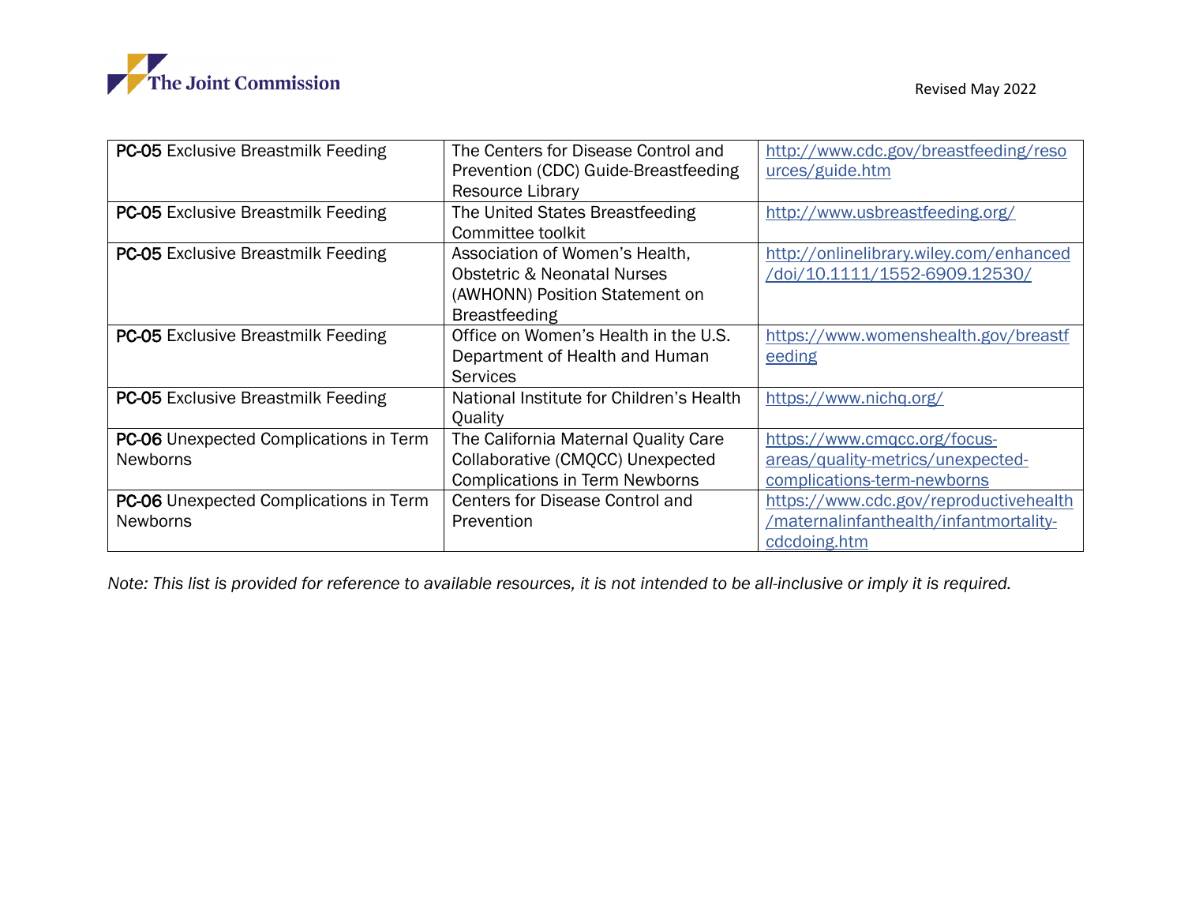| | | |
|---|---|---|
| **PC-05** Exclusive Breastmilk Feeding | The Centers for Disease Control and Prevention (CDC) Guide-Breastfeeding Resource Library | http://www.cdc.gov/breastfeeding/resources/guide.htm |
| **PC-05** Exclusive Breastmilk Feeding | The United States Breastfeeding Committee toolkit | http://www.usbreastfeeding.org/ |
| **PC-05** Exclusive Breastmilk Feeding | Association of Women's Health, Obstetric & Neonatal Nurses (AWHONN) Position Statement on Breastfeeding | http://onlinelibrary.wiley.com/enhanced/doi/10.1111/1552-6909.12530/ |
| **PC-05** Exclusive Breastmilk Feeding | Office on Women's Health in the U.S. Department of Health and Human Services | https://www.womenshealth.gov/breastfeeding |
| **PC-05** Exclusive Breastmilk Feeding | National Institute for Children's Health Quality | https://www.nichq.org/ |
| **PC-06** Unexpected Complications in Term Newborns | The California Maternal Quality Care Collaborative (CMQCC) Unexpected Complications in Term Newborns | https://www.cmqcc.org/focus-areas/quality-metrics/unexpected-complications-term-newborns |
| **PC-06** Unexpected Complications in Term Newborns | Centers for Disease Control and Prevention | https://www.cdc.gov/reproductivehealth/maternalinfanthealth/infantmortality-cdcdoing.htm |

*Note: This list is provided for reference to available resources, it is not intended to be all-inclusive or imply it is required.*